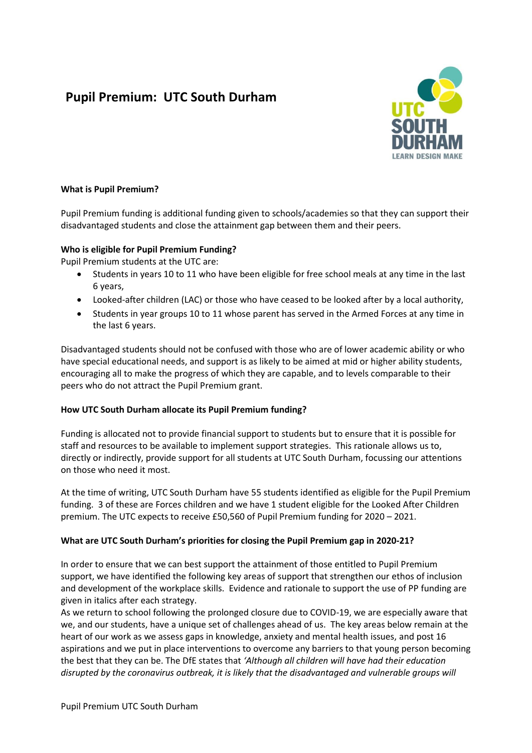# Pupil Premium: UTC South Durham

**What is Pupil Premium?**

Pupil Premium funding is additional funding given to schools/academies so that they can support their disadvantaged students and close the attainment gap between them and their peers.

**Who is eligible for Pupil Premium Funding?**

Pupil Premium students at the UTC are:

- Students in years 10 to 11 who have been eligible for free school meals at any time in the last 6 years,
- Looked-after children (LAC) or those who have ceased to be looked after by a local authority,
- Students in year groups 10 to 11 whose parent has served in the Armed Forces at any time in the last 6 years.

Disadvantaged students should not be confused with those who are of lower academic ability or who have special educational needs, and support is as likely to be aimed at mid or higher ability students, encouraging all to make the progress of which they are capable, and to levels comparable to their peers who do not attract the Pupil Premium grant.

**How UTC South Durham allocate its Pupil Premium funding?**

Funding is allocated not to provide financial support to students but to ensure that it is possible for staff and resources to be available to implement support strategies. This rationale allows us to, directly or indirectly, provide support for all students at UTC South Durham, focussing our attentions on those who need it most.

At the time of writing, UTC South Durham have 55 students identified as eligible for the Pupil Premium funding. 3 of these are Forces children and we have 1 student eligible for the Looked After Children premium. The UTC expects to receive £50,560 of Pupil Premium funding for 2020 – 2021.

**What are UTC South Durham's priorities for closing the Pupil Premium gap in 2020-21?**

In order to ensure that we can best support the attainment of those entitled to Pupil Premium support, we have identified the following key areas of support that strengthen our ethos of inclusion and development of the workplace skills. Evidence and rationale to support the use of PP funding are given in italics after each strategy.

As we return to school following the prolonged closure due to COVID-19, we are especially aware that we, and our students, have a unique set of challenges ahead of us. The key areas below remain at the heart of our work as we assess gaps in knowledge, anxiety and mental health issues, and post 16 aspirations and we put in place interventions to overcome any barriers to that young person becoming the best that they can be. The DfE states that *'Although all children will have had their education disrupted by the coronavirus outbreak, it is likely that the disadvantaged and vulnerable groups will*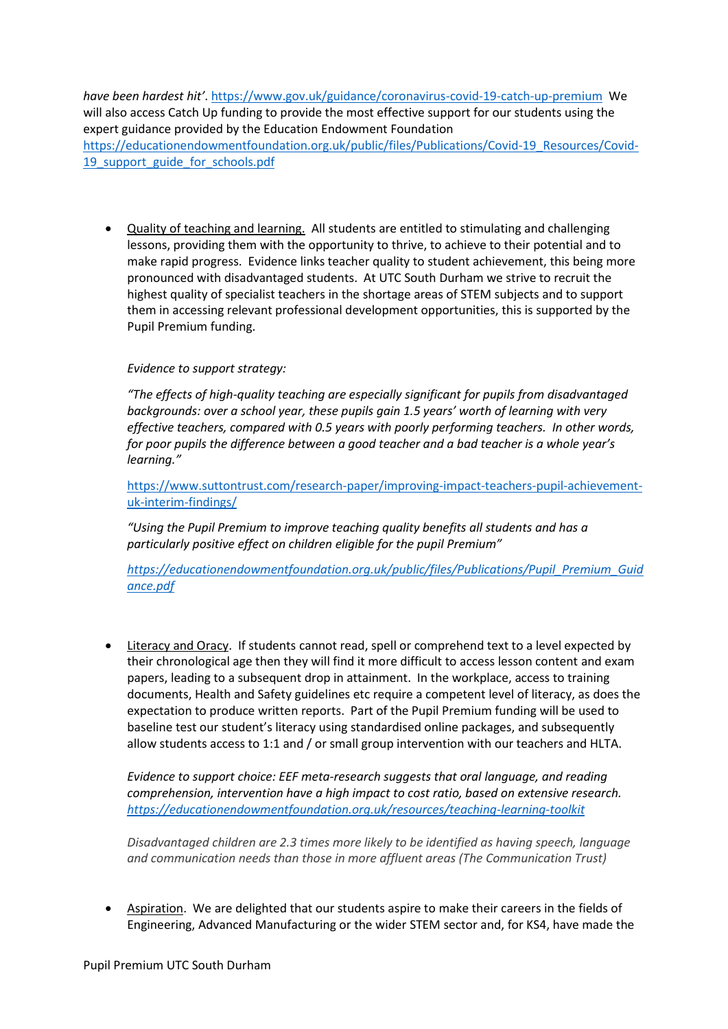*have been hardest hit'*. https://www.gov.uk/guidance/coronavirus-covid-19-catch-up-premium We will also access Catch Up funding to provide the most effective support for our students using the expert guidance provided by the Education Endowment Foundation https://educationendowmentfoundation.org.uk/public/files/Publications/Covid-19_Resources/Covid-19_support_guide_for_schools.pdf

- Quality of teaching and learning. All students are entitled to stimulating and challenging lessons, providing them with the opportunity to thrive, to achieve to their potential and to make rapid progress. Evidence links teacher quality to student achievement, this being more pronounced with disadvantaged students. At UTC South Durham we strive to recruit the highest quality of specialist teachers in the shortage areas of STEM subjects and to support them in accessing relevant professional development opportunities, this is supported by the Pupil Premium funding.

  *Evidence to support strategy:*

  *"The effects of high-quality teaching are especially significant for pupils from disadvantaged backgrounds: over a school year, these pupils gain 1.5 years' worth of learning with very effective teachers, compared with 0.5 years with poorly performing teachers. In other words, for poor pupils the difference between a good teacher and a bad teacher is a whole year's learning."*

  https://www.suttontrust.com/research-paper/improving-impact-teachers-pupil-achievement-uk-interim-findings/

  *"Using the Pupil Premium to improve teaching quality benefits all students and has a particularly positive effect on children eligible for the pupil Premium"*

  *https://educationendowmentfoundation.org.uk/public/files/Publications/Pupil_Premium_Guidance.pdf*

- Literacy and Oracy. If students cannot read, spell or comprehend text to a level expected by their chronological age then they will find it more difficult to access lesson content and exam papers, leading to a subsequent drop in attainment. In the workplace, access to training documents, Health and Safety guidelines etc require a competent level of literacy, as does the expectation to produce written reports. Part of the Pupil Premium funding will be used to baseline test our student's literacy using standardised online packages, and subsequently allow students access to 1:1 and / or small group intervention with our teachers and HLTA.

  *Evidence to support choice: EEF meta-research suggests that oral language, and reading comprehension, intervention have a high impact to cost ratio, based on extensive research.* *https://educationendowmentfoundation.org.uk/resources/teaching-learning-toolkit*

  *Disadvantaged children are 2.3 times more likely to be identified as having speech, language and communication needs than those in more affluent areas (The Communication Trust)*

- Aspiration. We are delighted that our students aspire to make their careers in the fields of Engineering, Advanced Manufacturing or the wider STEM sector and, for KS4, have made the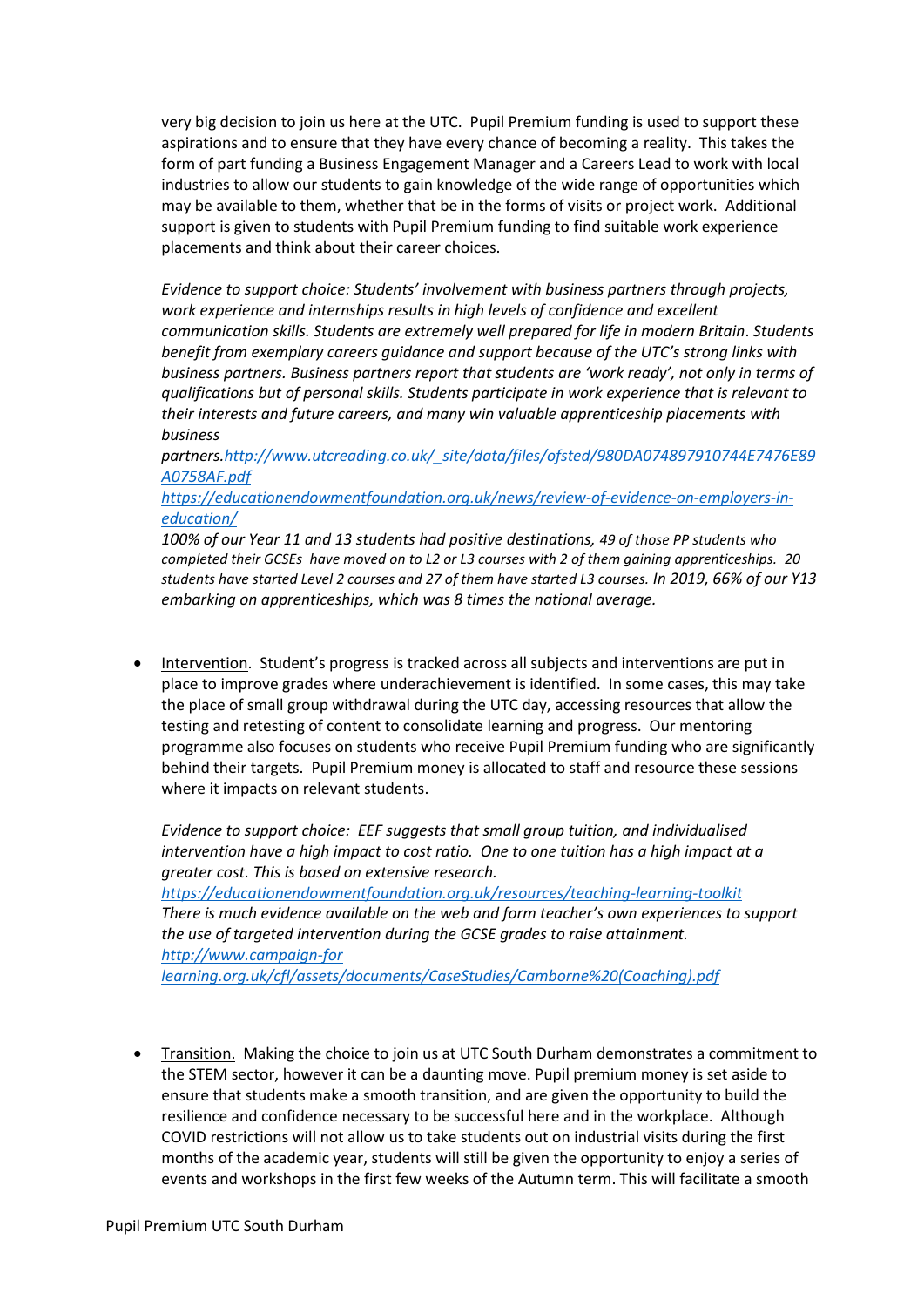very big decision to join us here at the UTC. Pupil Premium funding is used to support these aspirations and to ensure that they have every chance of becoming a reality. This takes the form of part funding a Business Engagement Manager and a Careers Lead to work with local industries to allow our students to gain knowledge of the wide range of opportunities which may be available to them, whether that be in the forms of visits or project work. Additional support is given to students with Pupil Premium funding to find suitable work experience placements and think about their career choices.

*Evidence to support choice: Students' involvement with business partners through projects, work experience and internships results in high levels of confidence and excellent communication skills. Students are extremely well prepared for life in modern Britain. Students benefit from exemplary careers guidance and support because of the UTC's strong links with business partners. Business partners report that students are 'work ready', not only in terms of qualifications but of personal skills. Students participate in work experience that is relevant to their interests and future careers, and many win valuable apprenticeship placements with business partners.*[*http://www.utcreading.co.uk/_site/data/files/ofsted/980DA074897910744E7476E89A0758AF.pdf*](http://www.utcreading.co.uk/_site/data/files/ofsted/980DA074897910744E7476E89A0758AF.pdf)
[*https://educationendowmentfoundation.org.uk/news/review-of-evidence-on-employers-in-education/*](https://educationendowmentfoundation.org.uk/news/review-of-evidence-on-employers-in-education/)
*100% of our Year 11 and 13 students had positive destinations, 49 of those PP students who completed their GCSEs have moved on to L2 or L3 courses with 2 of them gaining apprenticeships. 20 students have started Level 2 courses and 27 of them have started L3 courses. In 2019, 66% of our Y13 embarking on apprenticeships, which was 8 times the national average.*

- Intervention. Student's progress is tracked across all subjects and interventions are put in place to improve grades where underachievement is identified. In some cases, this may take the place of small group withdrawal during the UTC day, accessing resources that allow the testing and retesting of content to consolidate learning and progress. Our mentoring programme also focuses on students who receive Pupil Premium funding who are significantly behind their targets. Pupil Premium money is allocated to staff and resource these sessions where it impacts on relevant students.

  *Evidence to support choice: EEF suggests that small group tuition, and individualised intervention have a high impact to cost ratio. One to one tuition has a high impact at a greater cost. This is based on extensive research.*
  [*https://educationendowmentfoundation.org.uk/resources/teaching-learning-toolkit*](https://educationendowmentfoundation.org.uk/resources/teaching-learning-toolkit)
  *There is much evidence available on the web and form teacher's own experiences to support the use of targeted intervention during the GCSE grades to raise attainment.*
  [*http://www.campaign-for learning.org.uk/cfl/assets/documents/CaseStudies/Camborne%20(Coaching).pdf*](http://www.campaign-forlearning.org.uk/cfl/assets/documents/CaseStudies/Camborne%20(Coaching).pdf)

- Transition. Making the choice to join us at UTC South Durham demonstrates a commitment to the STEM sector, however it can be a daunting move. Pupil premium money is set aside to ensure that students make a smooth transition, and are given the opportunity to build the resilience and confidence necessary to be successful here and in the workplace. Although COVID restrictions will not allow us to take students out on industrial visits during the first months of the academic year, students will still be given the opportunity to enjoy a series of events and workshops in the first few weeks of the Autumn term. This will facilitate a smooth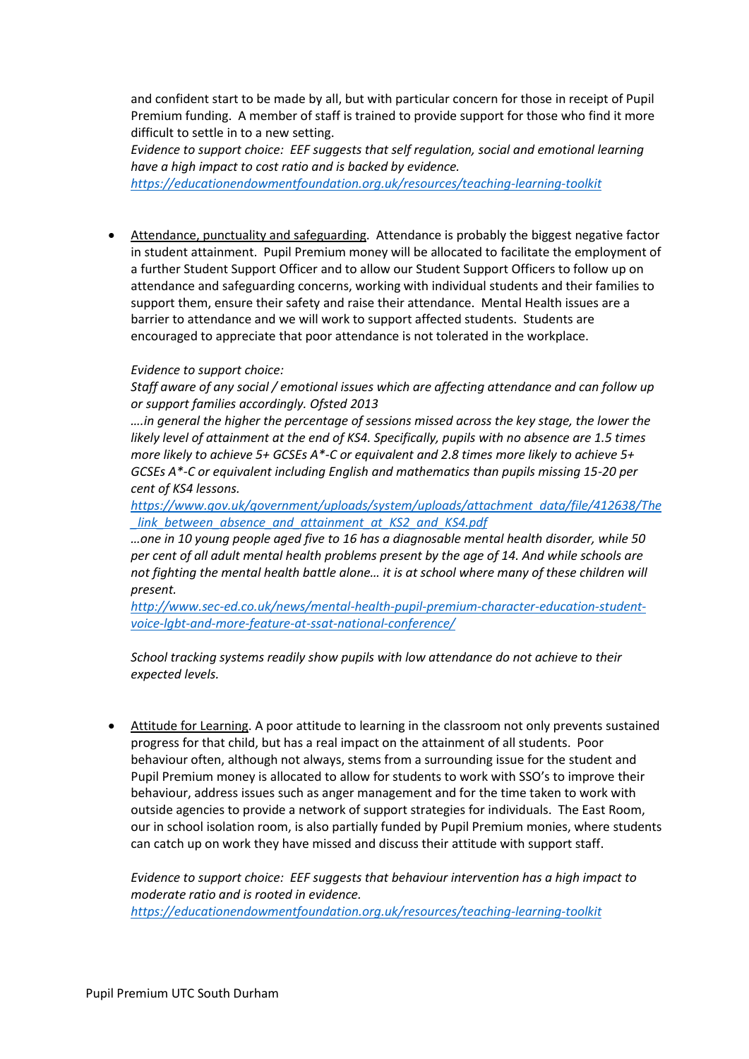and confident start to be made by all, but with particular concern for those in receipt of Pupil Premium funding. A member of staff is trained to provide support for those who find it more difficult to settle in to a new setting.
*Evidence to support choice: EEF suggests that self regulation, social and emotional learning have a high impact to cost ratio and is backed by evidence.*
*https://educationendowmentfoundation.org.uk/resources/teaching-learning-toolkit*

- Attendance, punctuality and safeguarding. Attendance is probably the biggest negative factor in student attainment. Pupil Premium money will be allocated to facilitate the employment of a further Student Support Officer and to allow our Student Support Officers to follow up on attendance and safeguarding concerns, working with individual students and their families to support them, ensure their safety and raise their attendance. Mental Health issues are a barrier to attendance and we will work to support affected students. Students are encouraged to appreciate that poor attendance is not tolerated in the workplace.

  *Evidence to support choice:*
  *Staff aware of any social / emotional issues which are affecting attendance and can follow up or support families accordingly. Ofsted 2013*
  *….in general the higher the percentage of sessions missed across the key stage, the lower the likely level of attainment at the end of KS4. Specifically, pupils with no absence are 1.5 times more likely to achieve 5+ GCSEs A*-C or equivalent and 2.8 times more likely to achieve 5+ GCSEs A*-C or equivalent including English and mathematics than pupils missing 15-20 per cent of KS4 lessons.*
  *https://www.gov.uk/government/uploads/system/uploads/attachment_data/file/412638/The_link_between_absence_and_attainment_at_KS2_and_KS4.pdf*
  *…one in 10 young people aged five to 16 has a diagnosable mental health disorder, while 50 per cent of all adult mental health problems present by the age of 14. And while schools are not fighting the mental health battle alone… it is at school where many of these children will present.*
  *http://www.sec-ed.co.uk/news/mental-health-pupil-premium-character-education-student-voice-lgbt-and-more-feature-at-ssat-national-conference/*

  *School tracking systems readily show pupils with low attendance do not achieve to their expected levels.*

- Attitude for Learning. A poor attitude to learning in the classroom not only prevents sustained progress for that child, but has a real impact on the attainment of all students. Poor behaviour often, although not always, stems from a surrounding issue for the student and Pupil Premium money is allocated to allow for students to work with SSO's to improve their behaviour, address issues such as anger management and for the time taken to work with outside agencies to provide a network of support strategies for individuals. The East Room, our in school isolation room, is also partially funded by Pupil Premium monies, where students can catch up on work they have missed and discuss their attitude with support staff.

  *Evidence to support choice: EEF suggests that behaviour intervention has a high impact to moderate ratio and is rooted in evidence.*
  *https://educationendowmentfoundation.org.uk/resources/teaching-learning-toolkit*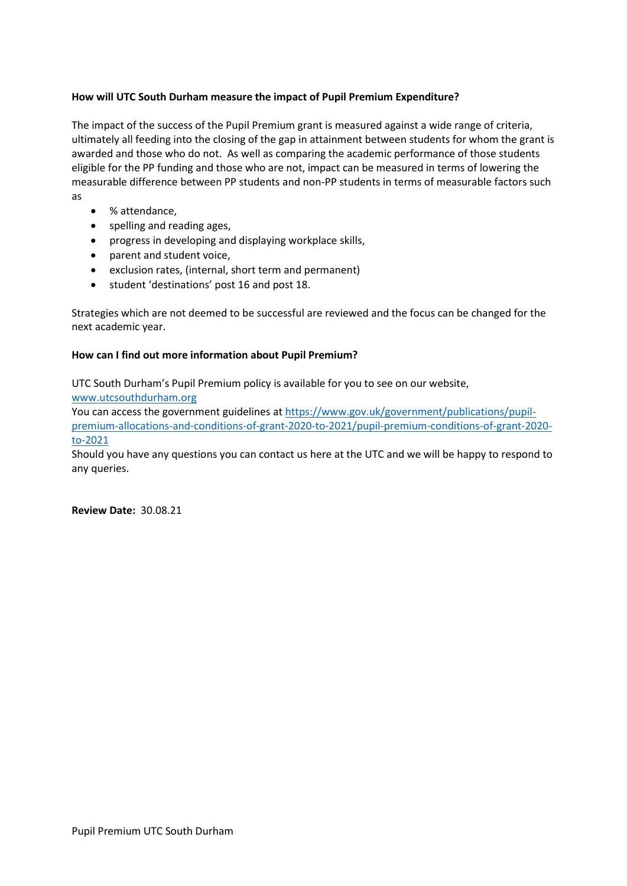**How will UTC South Durham measure the impact of Pupil Premium Expenditure?**

The impact of the success of the Pupil Premium grant is measured against a wide range of criteria, ultimately all feeding into the closing of the gap in attainment between students for whom the grant is awarded and those who do not. As well as comparing the academic performance of those students eligible for the PP funding and those who are not, impact can be measured in terms of lowering the measurable difference between PP students and non-PP students in terms of measurable factors such as

- % attendance,
- spelling and reading ages,
- progress in developing and displaying workplace skills,
- parent and student voice,
- exclusion rates, (internal, short term and permanent)
- student 'destinations' post 16 and post 18.

Strategies which are not deemed to be successful are reviewed and the focus can be changed for the next academic year.

**How can I find out more information about Pupil Premium?**

UTC South Durham's Pupil Premium policy is available for you to see on our website, [www.utcsouthdurham.org](www.utcsouthdurham.org)
You can access the government guidelines at [https://www.gov.uk/government/publications/pupil-premium-allocations-and-conditions-of-grant-2020-to-2021/pupil-premium-conditions-of-grant-2020-to-2021](https://www.gov.uk/government/publications/pupil-premium-allocations-and-conditions-of-grant-2020-to-2021/pupil-premium-conditions-of-grant-2020-to-2021)
Should you have any questions you can contact us here at the UTC and we will be happy to respond to any queries.

**Review Date:** 30.08.21